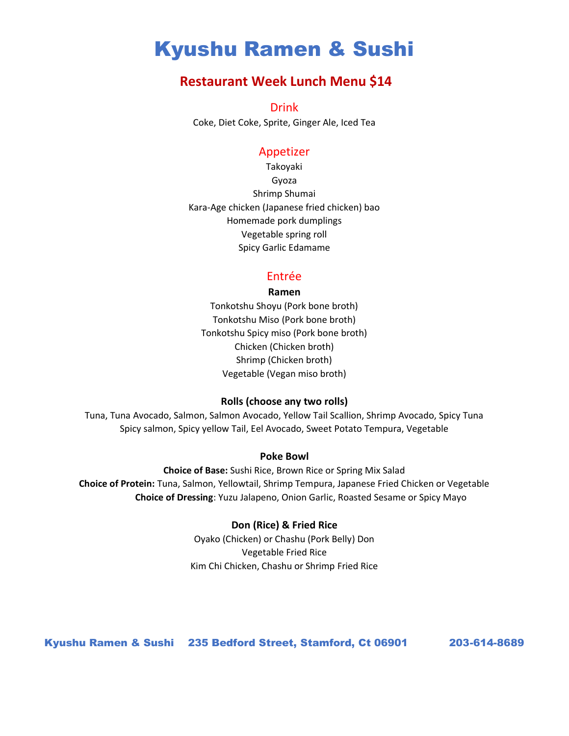# Kyushu Ramen & Sushi

## Restaurant Week Lunch Menu $14

### Drink

Coke, Diet Coke, Sprite, Ginger Ale, Iced Tea

### Appetizer

Takoyaki
Gyoza
Shrimp Shumai
Kara-Age chicken (Japanese fried chicken) bao
Homemade pork dumplings
Vegetable spring roll
Spicy Garlic Edamame

### Entrée

**Ramen**

Tonkotshu Shoyu (Pork bone broth)
Tonkotshu Miso (Pork bone broth)
Tonkotshu Spicy miso (Pork bone broth)
Chicken (Chicken broth)
Shrimp (Chicken broth)
Vegetable (Vegan miso broth)

**Rolls (choose any two rolls)**

Tuna, Tuna Avocado, Salmon, Salmon Avocado, Yellow Tail Scallion, Shrimp Avocado, Spicy Tuna
Spicy salmon, Spicy yellow Tail, Eel Avocado, Sweet Potato Tempura, Vegetable

**Poke Bowl**

**Choice of Base:** Sushi Rice, Brown Rice or Spring Mix Salad
**Choice of Protein:** Tuna, Salmon, Yellowtail, Shrimp Tempura, Japanese Fried Chicken or Vegetable
**Choice of Dressing**: Yuzu Jalapeno, Onion Garlic, Roasted Sesame or Spicy Mayo

**Don (Rice) & Fried Rice**

Oyako (Chicken) or Chashu (Pork Belly) Don
Vegetable Fried Rice
Kim Chi Chicken, Chashu or Shrimp Fried Rice

**Kyushu Ramen & Sushi 235 Bedford Street, Stamford, Ct 06901 203-614-8689**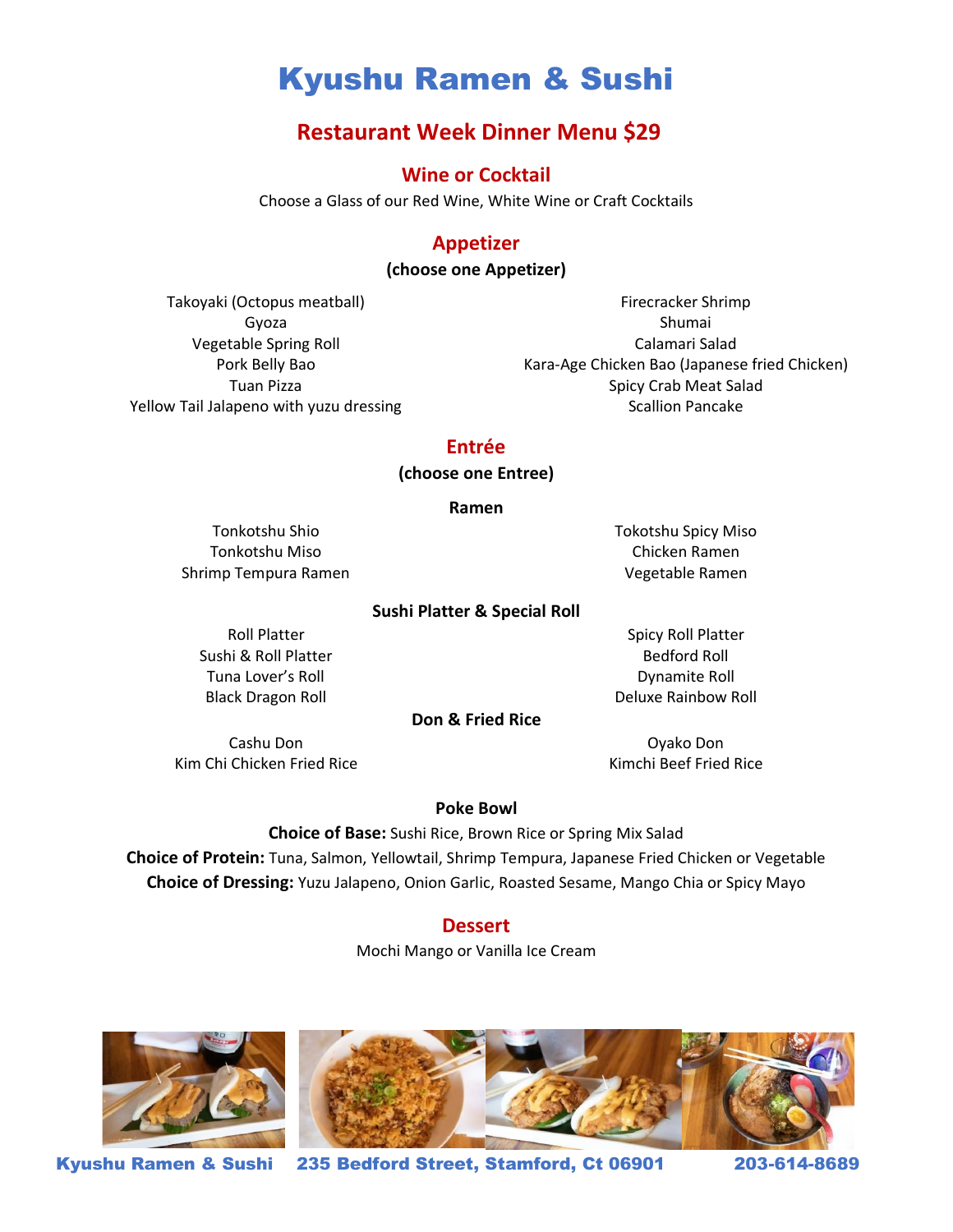# Kyushu Ramen & Sushi

## Restaurant Week Dinner Menu $29

### Wine or Cocktail

Choose a Glass of our Red Wine, White Wine or Craft Cocktails

### Appetizer

**(choose one Appetizer)**

Takoyaki (Octopus meatball)
Gyoza
Vegetable Spring Roll
Pork Belly Bao
Tuan Pizza
Yellow Tail Jalapeno with yuzu dressing

Firecracker Shrimp
Shumai
Calamari Salad
Kara-Age Chicken Bao (Japanese fried Chicken)
Spicy Crab Meat Salad
Scallion Pancake

### Entrée

**(choose one Entree)**

**Ramen**

Tonkotshu Shio
Tonkotshu Miso
Shrimp Tempura Ramen

Tokotshu Spicy Miso
Chicken Ramen
Vegetable Ramen

**Sushi Platter & Special Roll**

Roll Platter
Sushi & Roll Platter
Tuna Lover's Roll
Black Dragon Roll

Spicy Roll Platter
Bedford Roll
Dynamite Roll
Deluxe Rainbow Roll

**Don & Fried Rice**

Cashu Don
Kim Chi Chicken Fried Rice

Oyako Don
Kimchi Beef Fried Rice

**Poke Bowl**

**Choice of Base:** Sushi Rice, Brown Rice or Spring Mix Salad
**Choice of Protein:** Tuna, Salmon, Yellowtail, Shrimp Tempura, Japanese Fried Chicken or Vegetable
**Choice of Dressing:** Yuzu Jalapeno, Onion Garlic, Roasted Sesame, Mango Chia or Spicy Mayo

### Dessert

Mochi Mango or Vanilla Ice Cream

Kyushu Ramen & Sushi 235 Bedford Street, Stamford, Ct 06901 203-614-8689